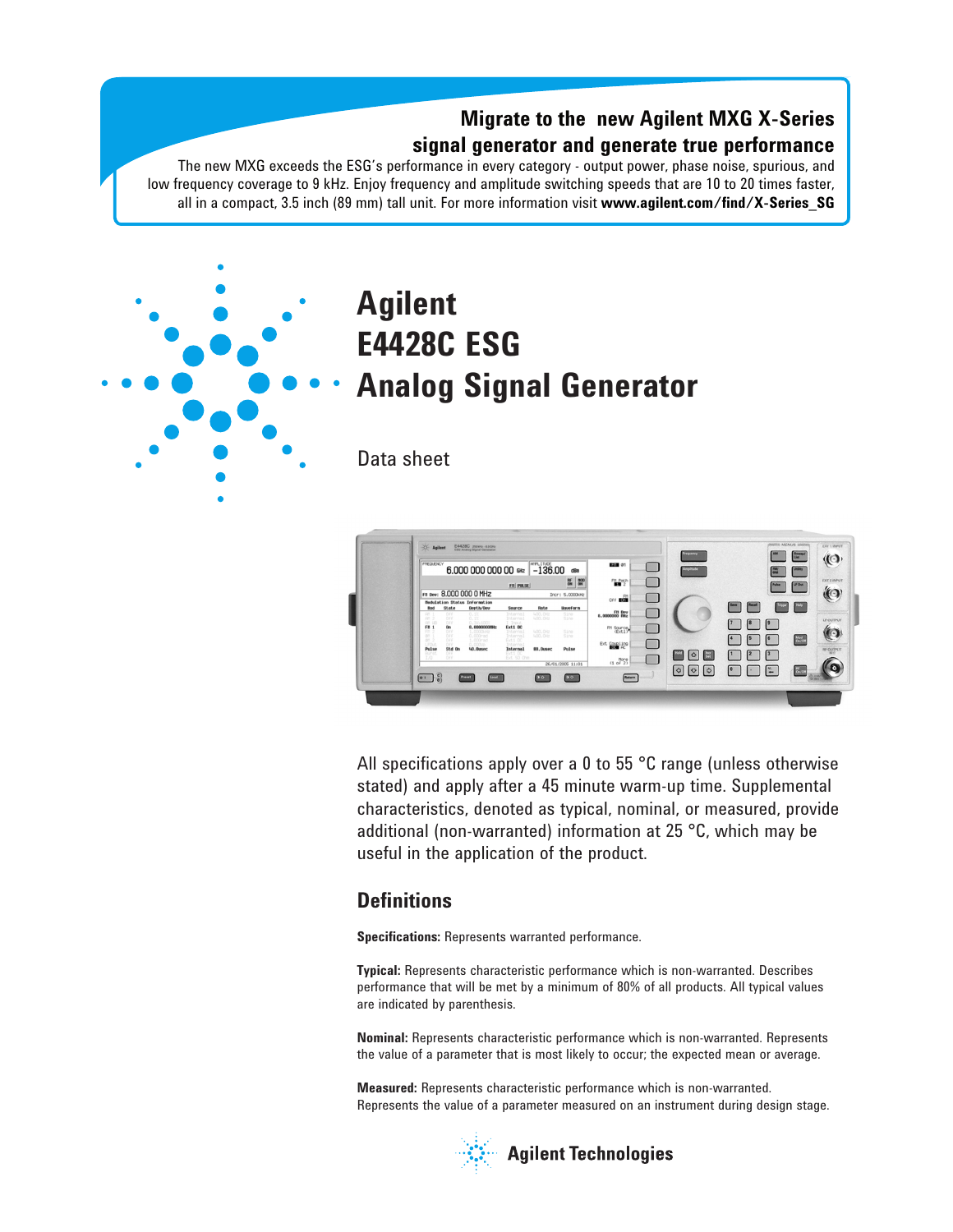**Migrate to the new Agilent MXG X-Series signal generator and generate true performance**

The new MXG exceeds the ESG's performance in every category - output power, phase noise, spurious, and low frequency coverage to 9 kHz. Enjoy frequency and amplitude switching speeds that are 10 to 20 times faster, all in a compact, 3.5 inch (89 mm) tall unit. For more information visit **www.agilent.com/find/X-Series_SG**

# Agilent E4428C ESG Analog Signal Generator

Data sheet

All specifications apply over a 0 to 55 °C range (unless otherwise stated) and apply after a 45 minute warm-up time. Supplemental characteristics, denoted as typical, nominal, or measured, provide additional (non-warranted) information at 25 °C, which may be useful in the application of the product.

## Definitions

**Specifications:** Represents warranted performance.

**Typical:** Represents characteristic performance which is non-warranted. Describes performance that will be met by a minimum of 80% of all products. All typical values are indicated by parenthesis.

**Nominal:** Represents characteristic performance which is non-warranted. Represents the value of a parameter that is most likely to occur; the expected mean or average.

**Measured:** Represents characteristic performance which is non-warranted. Represents the value of a parameter measured on an instrument during design stage.

Agilent Technologies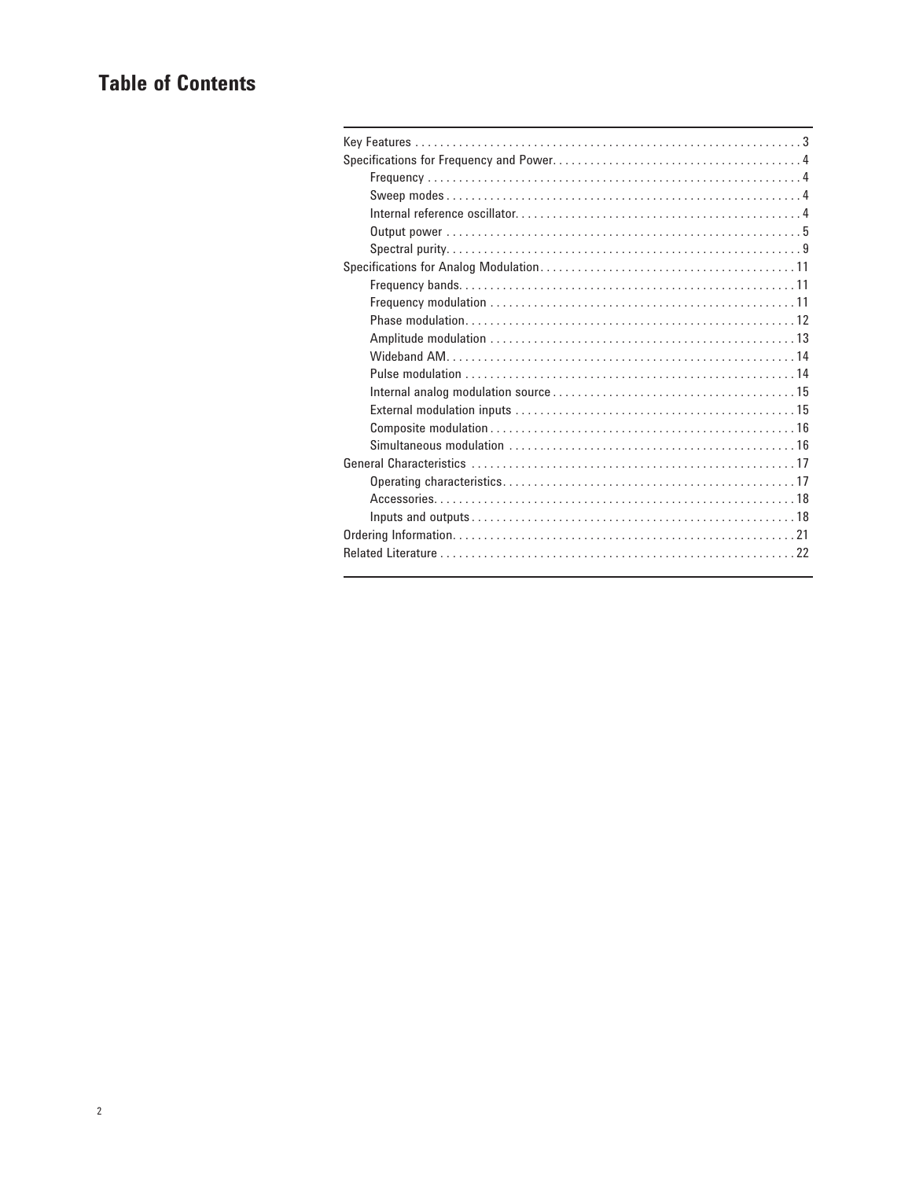# Table of Contents

- Key Features . . . . . . . . . . 3
- Specifications for Frequency and Power. . . . . . . . . . 4
  - Frequency . . . . . . . . . . 4
  - Sweep modes . . . . . . . . . . 4
  - Internal reference oscillator. . . . . . . . . . 4
  - Output power . . . . . . . . . . 5
  - Spectral purity. . . . . . . . . . 9
- Specifications for Analog Modulation. . . . . . . . . . 11
  - Frequency bands. . . . . . . . . . 11
  - Frequency modulation . . . . . . . . . . 11
  - Phase modulation. . . . . . . . . . 12
  - Amplitude modulation . . . . . . . . . . 13
  - Wideband AM. . . . . . . . . . 14
  - Pulse modulation . . . . . . . . . . 14
  - Internal analog modulation source . . . . . . . . . . 15
  - External modulation inputs . . . . . . . . . . 15
  - Composite modulation . . . . . . . . . . 16
  - Simultaneous modulation . . . . . . . . . . 16
- General Characteristics . . . . . . . . . . 17
  - Operating characteristics. . . . . . . . . . 17
  - Accessories. . . . . . . . . . 18
  - Inputs and outputs . . . . . . . . . . 18
- Ordering Information. . . . . . . . . . 21
- Related Literature . . . . . . . . . . 22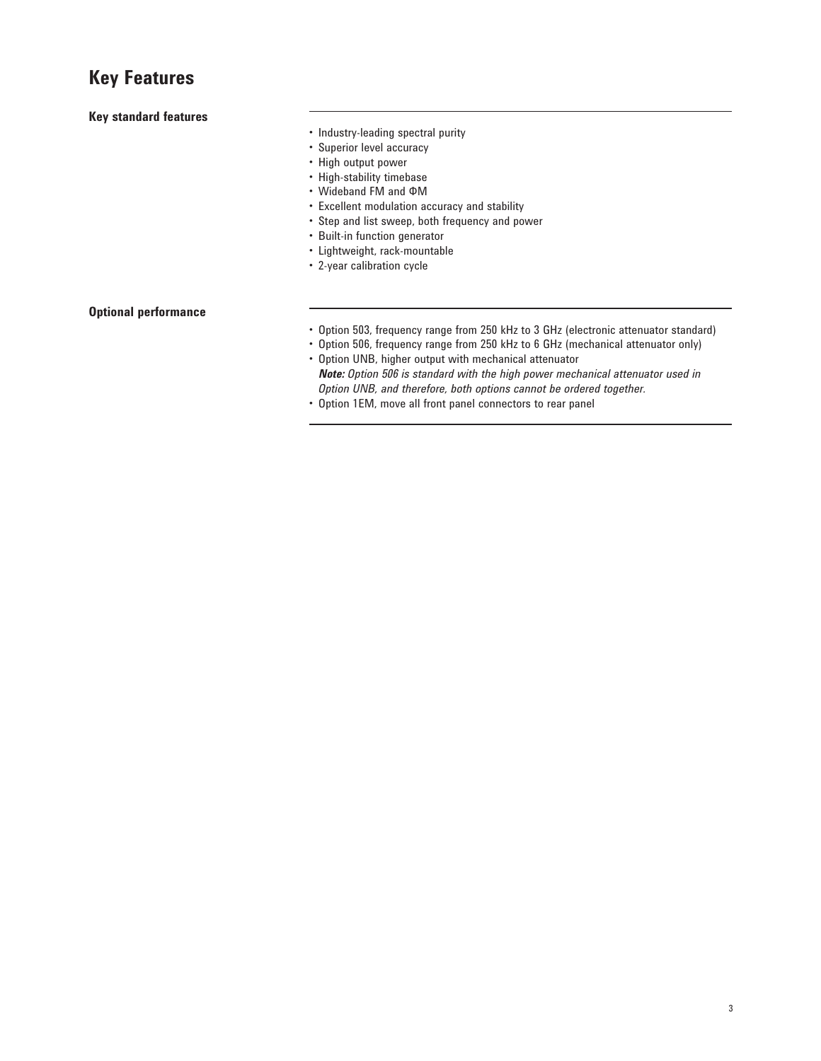# Key Features

### Key standard features

- Industry-leading spectral purity
- Superior level accuracy
- High output power
- High-stability timebase
- Wideband FM and ΦM
- Excellent modulation accuracy and stability
- Step and list sweep, both frequency and power
- Built-in function generator
- Lightweight, rack-mountable
- 2-year calibration cycle

### Optional performance

- Option 503, frequency range from 250 kHz to 3 GHz (electronic attenuator standard)
- Option 506, frequency range from 250 kHz to 6 GHz (mechanical attenuator only)
- Option UNB, higher output with mechanical attenuator
  ***Note:*** *Option 506 is standard with the high power mechanical attenuator used in Option UNB, and therefore, both options cannot be ordered together.*
- Option 1EM, move all front panel connectors to rear panel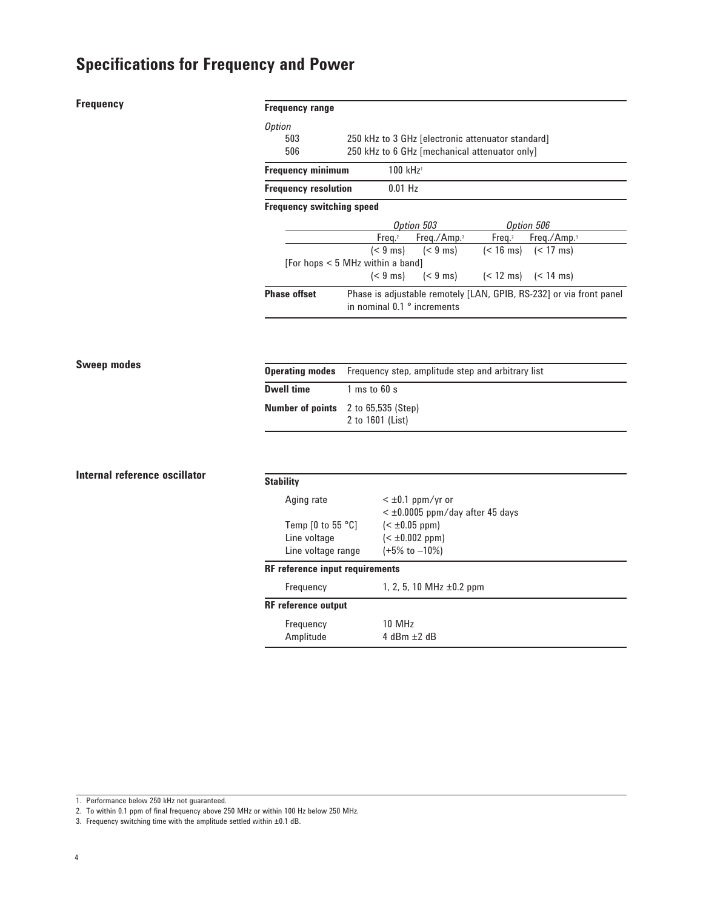# Specifications for Frequency and Power

## Frequency

**Frequency range**

*Option*

| Option | Range |
|---|---|
| 503 | 250 kHz to 3 GHz [electronic attenuator standard] |
| 506 | 250 kHz to 6 GHz [mechanical attenuator only] |

**Frequency minimum** 100 kHz[1]

**Frequency resolution** 0.01 Hz

**Frequency switching speed**

| | *Option 503* | | *Option 506* | |
|---|---|---|---|---|
| | Freq.[2] | Freq./Amp.[3] | Freq.[2] | Freq./Amp.[3] |
| | (< 9 ms) | (< 9 ms) | (< 16 ms) | (< 17 ms) |
| [For hops < 5 MHz within a band] | (< 9 ms) | (< 9 ms) | (< 12 ms) | (< 14 ms) |

**Phase offset** Phase is adjustable remotely [LAN, GPIB, RS-232] or via front panel in nominal 0.1 ° increments

## Sweep modes

| | |
|---|---|
| **Operating modes** | Frequency step, amplitude step and arbitrary list |
| **Dwell time** | 1 ms to 60 s |
| **Number of points** | 2 to 65,535 (Step)<br>2 to 1601 (List) |

## Internal reference oscillator

**Stability**

| | |
|---|---|
| Aging rate | < ±0.1 ppm/yr or<br>< ±0.0005 ppm/day after 45 days |
| Temp [0 to 55 °C] | (< ±0.05 ppm) |
| Line voltage | (< ±0.002 ppm) |
| Line voltage range | (+5% to –10%) |

**RF reference input requirements**

| | |
|---|---|
| Frequency | 1, 2, 5, 10 MHz ±0.2 ppm |

**RF reference output**

| | |
|---|---|
| Frequency | 10 MHz |
| Amplitude | 4 dBm ±2 dB |

1. Performance below 250 kHz not guaranteed.
2. To within 0.1 ppm of final frequency above 250 MHz or within 100 Hz below 250 MHz.
3. Frequency switching time with the amplitude settled within ±0.1 dB.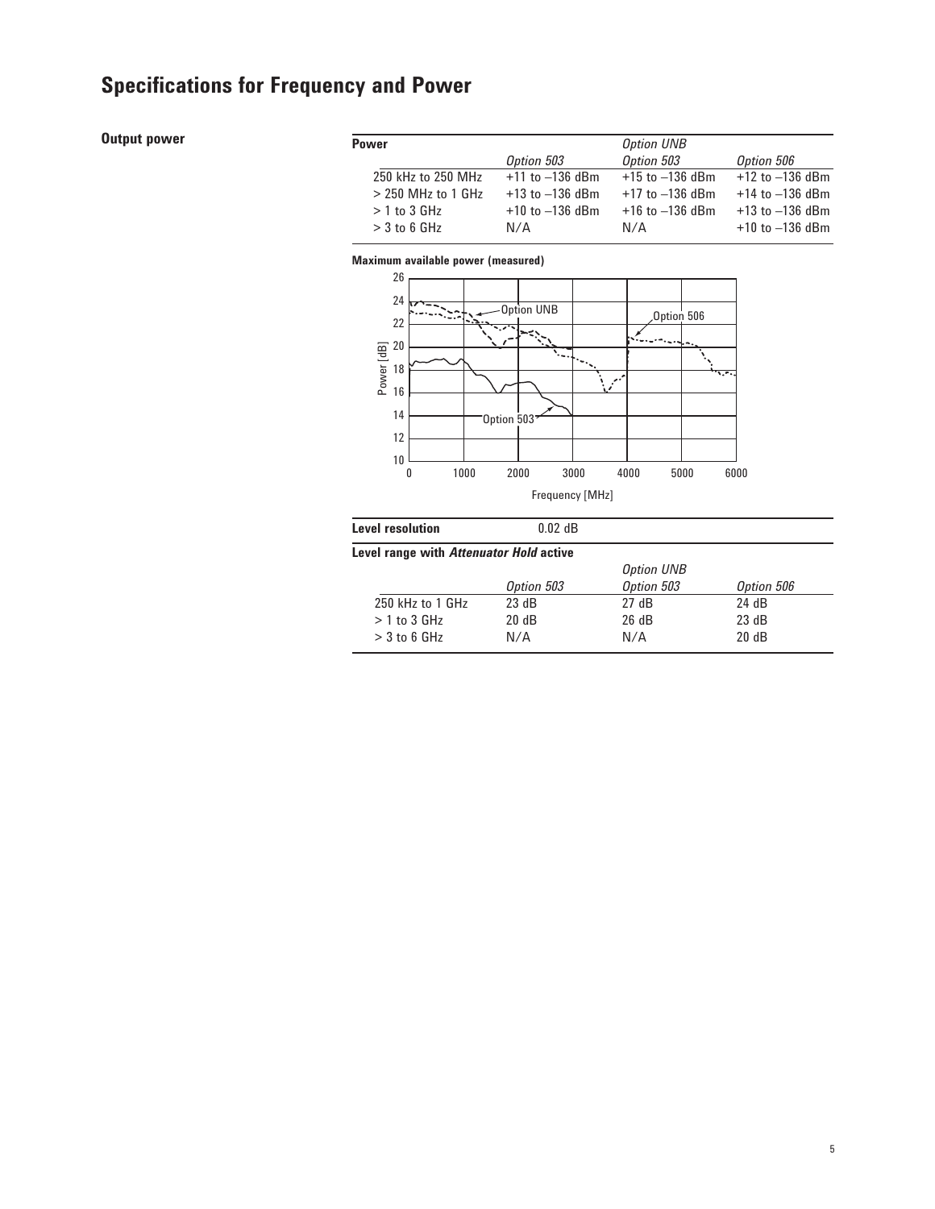# Specifications for Frequency and Power

## Output power

| Power | | Option UNB | |
|---|---|---|---|
| | *Option 503* | *Option 503* | *Option 506* |
| 250 kHz to 250 MHz | +11 to –136 dBm | +15 to –136 dBm | +12 to –136 dBm |
| > 250 MHz to 1 GHz | +13 to –136 dBm | +17 to –136 dBm | +14 to –136 dBm |
| > 1 to 3 GHz | +10 to –136 dBm | +16 to –136 dBm | +13 to –136 dBm |
| > 3 to 6 GHz | N/A | N/A | +10 to –136 dBm |

**Maximum available power (measured)**

| **Level resolution** | 0.02 dB |
|---|---|

**Level range with *Attenuator Hold* active**

| | | *Option UNB* | |
|---|---|---|---|
| | *Option 503* | *Option 503* | *Option 506* |
| 250 kHz to 1 GHz | 23 dB | 27 dB | 24 dB |
| > 1 to 3 GHz | 20 dB | 26 dB | 23 dB |
| > 3 to 6 GHz | N/A | N/A | 20 dB |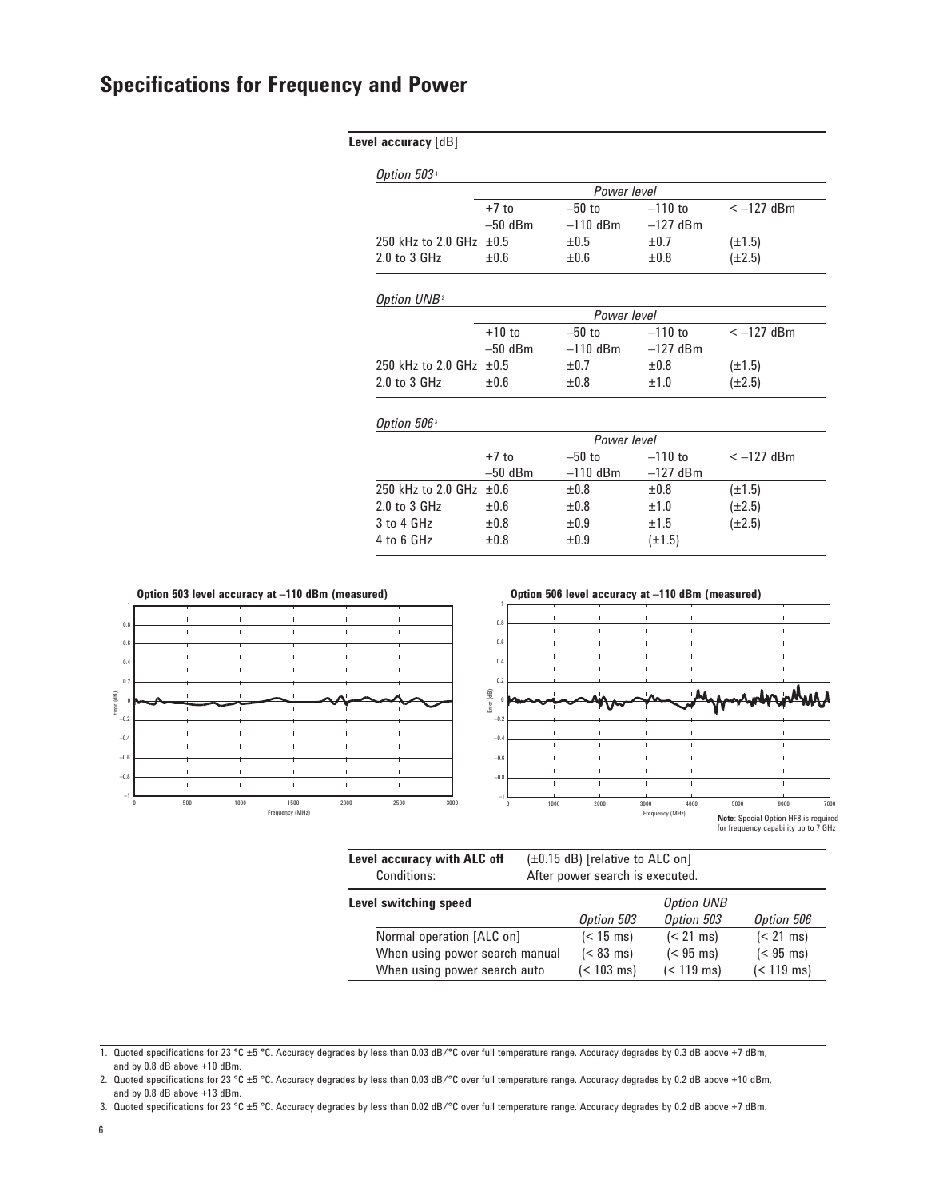# Specifications for Frequency and Power

**Level accuracy** [dB]

*Option 503*[1]

| | *Power level* | | | |
|---|---|---|---|---|
| | +7 to –50 dBm | –50 to –110 dBm | –110 to –127 dBm | < –127 dBm |
| 250 kHz to 2.0 GHz | ±0.5 | ±0.5 | ±0.7 | (±1.5) |
| 2.0 to 3 GHz | ±0.6 | ±0.6 | ±0.8 | (±2.5) |

*Option UNB*[2]

| | *Power level* | | | |
|---|---|---|---|---|
| | +10 to –50 dBm | –50 to –110 dBm | –110 to –127 dBm | < –127 dBm |
| 250 kHz to 2.0 GHz | ±0.5 | ±0.7 | ±0.8 | (±1.5) |
| 2.0 to 3 GHz | ±0.6 | ±0.8 | ±1.0 | (±2.5) |

*Option 506*[3]

| | *Power level* | | | |
|---|---|---|---|---|
| | +7 to –50 dBm | –50 to –110 dBm | –110 to –127 dBm | < –127 dBm |
| 250 kHz to 2.0 GHz | ±0.6 | ±0.8 | ±0.8 | (±1.5) |
| 2.0 to 3 GHz | ±0.6 | ±0.8 | ±1.0 | (±2.5) |
| 3 to 4 GHz | ±0.8 | ±0.9 | ±1.5 | (±2.5) |
| 4 to 6 GHz | ±0.8 | ±0.9 | (±1.5) | |

**Option 503 level accuracy at –110 dBm (measured)**

**Option 506 level accuracy at –110 dBm (measured)**

**Note**: Special Option HF8 is required for frequency capability up to 7 GHz

**Level accuracy with ALC off** (±0.15 dB) [relative to ALC on]

Conditions: After power search is executed.

**Level switching speed**

| | *Option 503* | *Option UNB Option 503* | *Option 506* |
|---|---|---|---|
| Normal operation [ALC on] | (< 15 ms) | (< 21 ms) | (< 21 ms) |
| When using power search manual | (< 83 ms) | (< 95 ms) | (< 95 ms) |
| When using power search auto | (< 103 ms) | (< 119 ms) | (< 119 ms) |

1. Quoted specifications for 23 °C ±5 °C. Accuracy degrades by less than 0.03 dB/°C over full temperature range. Accuracy degrades by 0.3 dB above +7 dBm, and by 0.8 dB above +10 dBm.
2. Quoted specifications for 23 °C ±5 °C. Accuracy degrades by less than 0.03 dB/°C over full temperature range. Accuracy degrades by 0.2 dB above +10 dBm, and by 0.8 dB above +13 dBm.
3. Quoted specifications for 23 °C ±5 °C. Accuracy degrades by less than 0.02 dB/°C over full temperature range. Accuracy degrades by 0.2 dB above +7 dBm.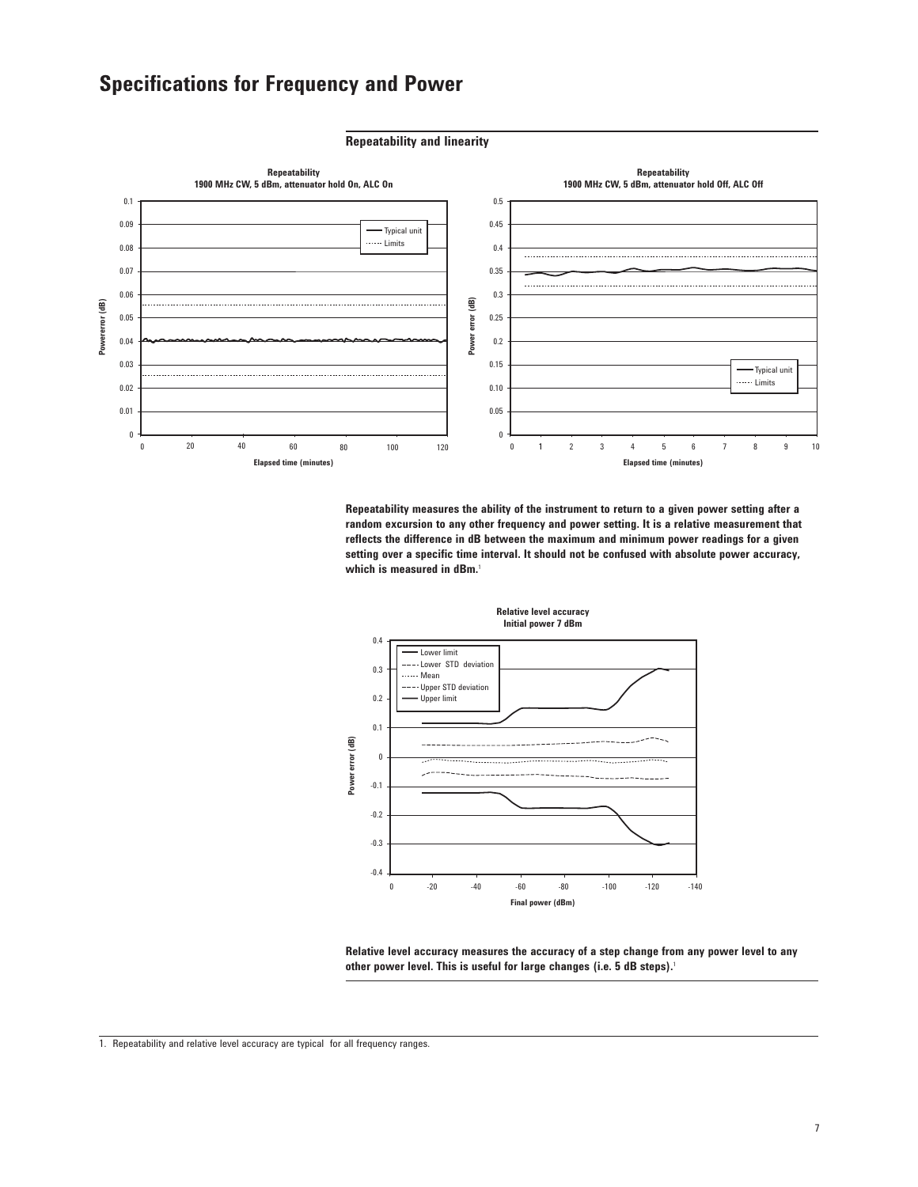# Specifications for Frequency and Power

## Repeatability and linearity

**Repeatability**
**1900 MHz CW, 5 dBm, attenuator hold On, ALC On**

**Repeatability**
**1900 MHz CW, 5 dBm, attenuator hold Off, ALC Off**

**Repeatability measures the ability of the instrument to return to a given power setting after a random excursion to any other frequency and power setting. It is a relative measurement that reflects the difference in dB between the maximum and minimum power readings for a given setting over a specific time interval. It should not be confused with absolute power accuracy, which is measured in dBm.**[1]

**Relative level accuracy**
**Initial power 7 dBm**

**Relative level accuracy measures the accuracy of a step change from any power level to any other power level. This is useful for large changes (i.e. 5 dB steps).**[1]

1. Repeatability and relative level accuracy are typical for all frequency ranges.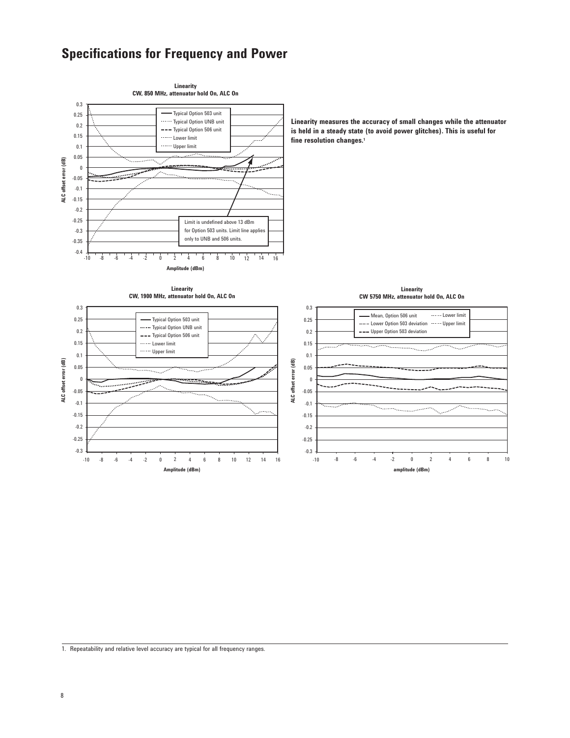# Specifications for Frequency and Power

**Linearity**
**CW, 850 MHz, attenuator hold On, ALC On**

Typical Option 503 unit
Typical Option UNB unit
Typical Option 506 unit
Lower limit
Upper limit

Limit is undefined above 13 dBm for Option 503 units. Limit line applies only to UNB and 506 units.

ALC offset error (dB)

Amplitude (dBm)

**Linearity measures the accuracy of small changes while the attenuator is held in a steady state (to avoid power glitches). This is useful for fine resolution changes.**[1]

**Linearity**
**CW, 1900 MHz, attenuator hold On, ALC On**

Typical Option 503 unit
Typical Option UNB unit
Typical Option 506 unit
Lower limit
Upper limit

ALC offset error (dB)

Amplitude (dBm)

**Linearity**
**CW 5750 MHz, attenuator hold On, ALC On**

Mean, Option 506 unit
Lower Option 503 deviation
Upper Option 503 deviation
Lower limit
Upper limit

ALC offset error (dB)

amplitude (dBm)

1. Repeatability and relative level accuracy are typical for all frequency ranges.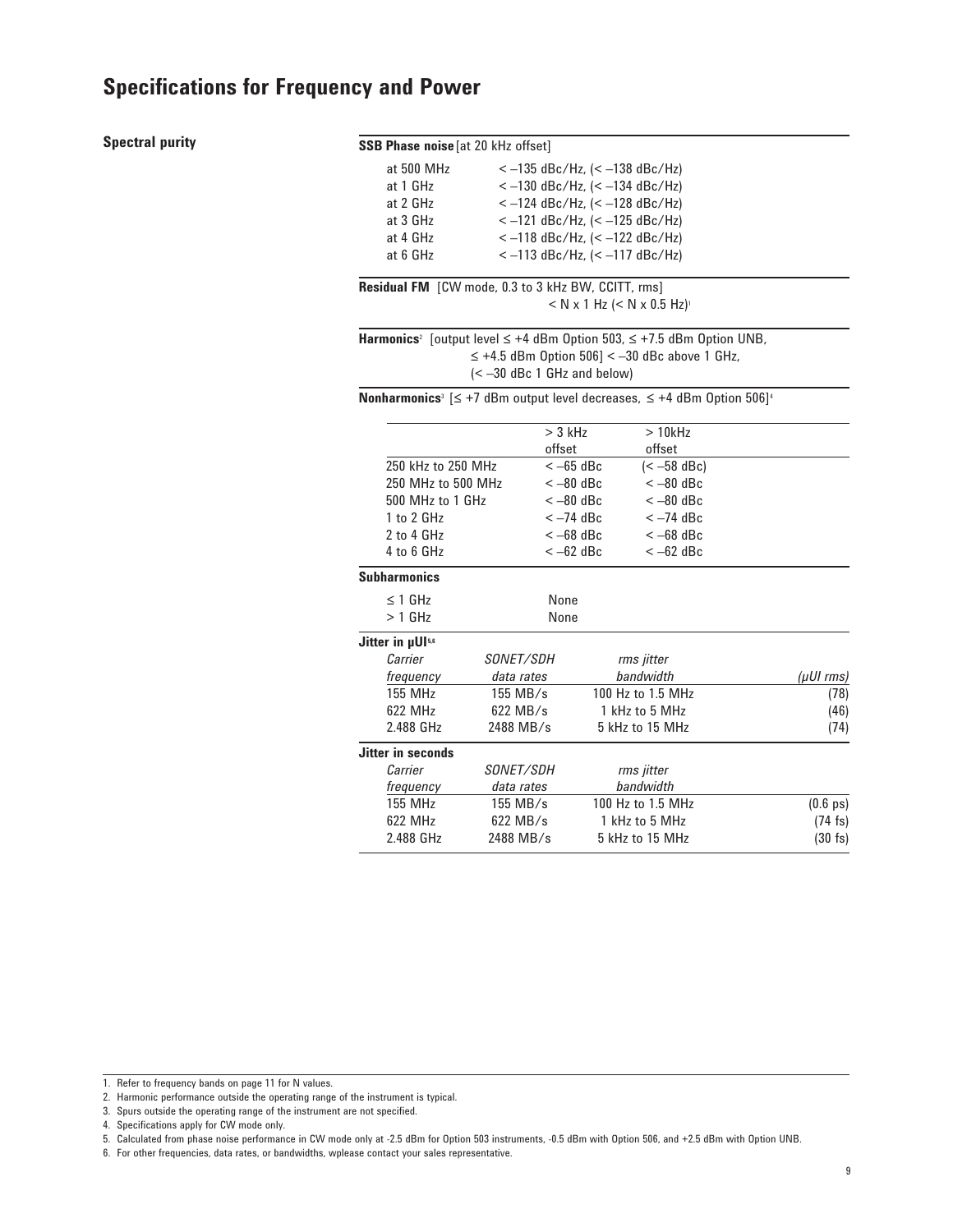# Specifications for Frequency and Power

## Spectral purity

**SSB Phase noise** [at 20 kHz offset]

| | |
|---|---|
| at 500 MHz | < –135 dBc/Hz, (< –138 dBc/Hz) |
| at 1 GHz | < –130 dBc/Hz, (< –134 dBc/Hz) |
| at 2 GHz | < –124 dBc/Hz, (< –128 dBc/Hz) |
| at 3 GHz | < –121 dBc/Hz, (< –125 dBc/Hz) |
| at 4 GHz | < –118 dBc/Hz, (< –122 dBc/Hz) |
| at 6 GHz | < –113 dBc/Hz, (< –117 dBc/Hz) |

**Residual FM** [CW mode, 0.3 to 3 kHz BW, CCITT, rms]
< N x 1 Hz (< N x 0.5 Hz)[1]

**Harmonics**[2] [output level ≤ +4 dBm Option 503, ≤ +7.5 dBm Option UNB, ≤ +4.5 dBm Option 506] < –30 dBc above 1 GHz, (< –30 dBc 1 GHz and below)

**Nonharmonics**[3] [≤ +7 dBm output level decreases, ≤ +4 dBm Option 506][4]

| | > 3 kHz offset | > 10kHz offset |
|---|---|---|
| 250 kHz to 250 MHz | < –65 dBc | (< –58 dBc) |
| 250 MHz to 500 MHz | < –80 dBc | < –80 dBc |
| 500 MHz to 1 GHz | < –80 dBc | < –80 dBc |
| 1 to 2 GHz | < –74 dBc | < –74 dBc |
| 2 to 4 GHz | < –68 dBc | < –68 dBc |
| 4 to 6 GHz | < –62 dBc | < –62 dBc |

**Subharmonics**

| | |
|---|---|
| ≤ 1 GHz | None |
| > 1 GHz | None |

**Jitter in μUI**[5,6]

| *Carrier frequency* | *SONET/SDH data rates* | *rms jitter bandwidth* | *(μUI rms)* |
|---|---|---|---|
| 155 MHz | 155 MB/s | 100 Hz to 1.5 MHz | (78) |
| 622 MHz | 622 MB/s | 1 kHz to 5 MHz | (46) |
| 2.488 GHz | 2488 MB/s | 5 kHz to 15 MHz | (74) |

**Jitter in seconds**

| *Carrier frequency* | *SONET/SDH data rates* | *rms jitter bandwidth* | |
|---|---|---|---|
| 155 MHz | 155 MB/s | 100 Hz to 1.5 MHz | (0.6 ps) |
| 622 MHz | 622 MB/s | 1 kHz to 5 MHz | (74 fs) |
| 2.488 GHz | 2488 MB/s | 5 kHz to 15 MHz | (30 fs) |

1. Refer to frequency bands on page 11 for N values.
2. Harmonic performance outside the operating range of the instrument is typical.
3. Spurs outside the operating range of the instrument are not specified.
4. Specifications apply for CW mode only.
5. Calculated from phase noise performance in CW mode only at -2.5 dBm for Option 503 instruments, -0.5 dBm with Option 506, and +2.5 dBm with Option UNB.
6. For other frequencies, data rates, or bandwidths, wplease contact your sales representative.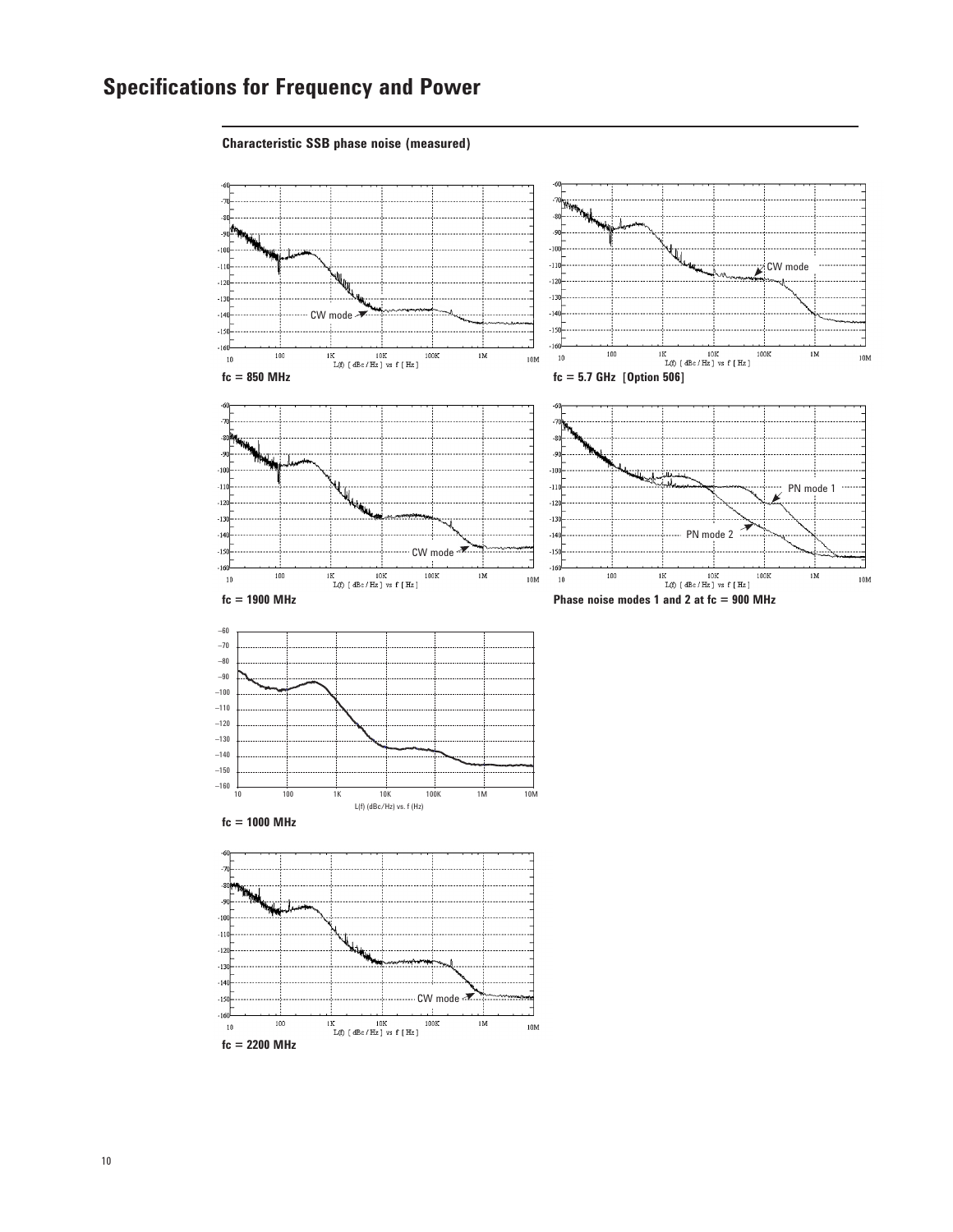# Specifications for Frequency and Power

**Characteristic SSB phase noise (measured)**

**fc = 850 MHz**

**fc = 5.7 GHz [Option 506]**

**fc = 1900 MHz**

**Phase noise modes 1 and 2 at fc = 900 MHz**

**fc = 1000 MHz**

**fc = 2200 MHz**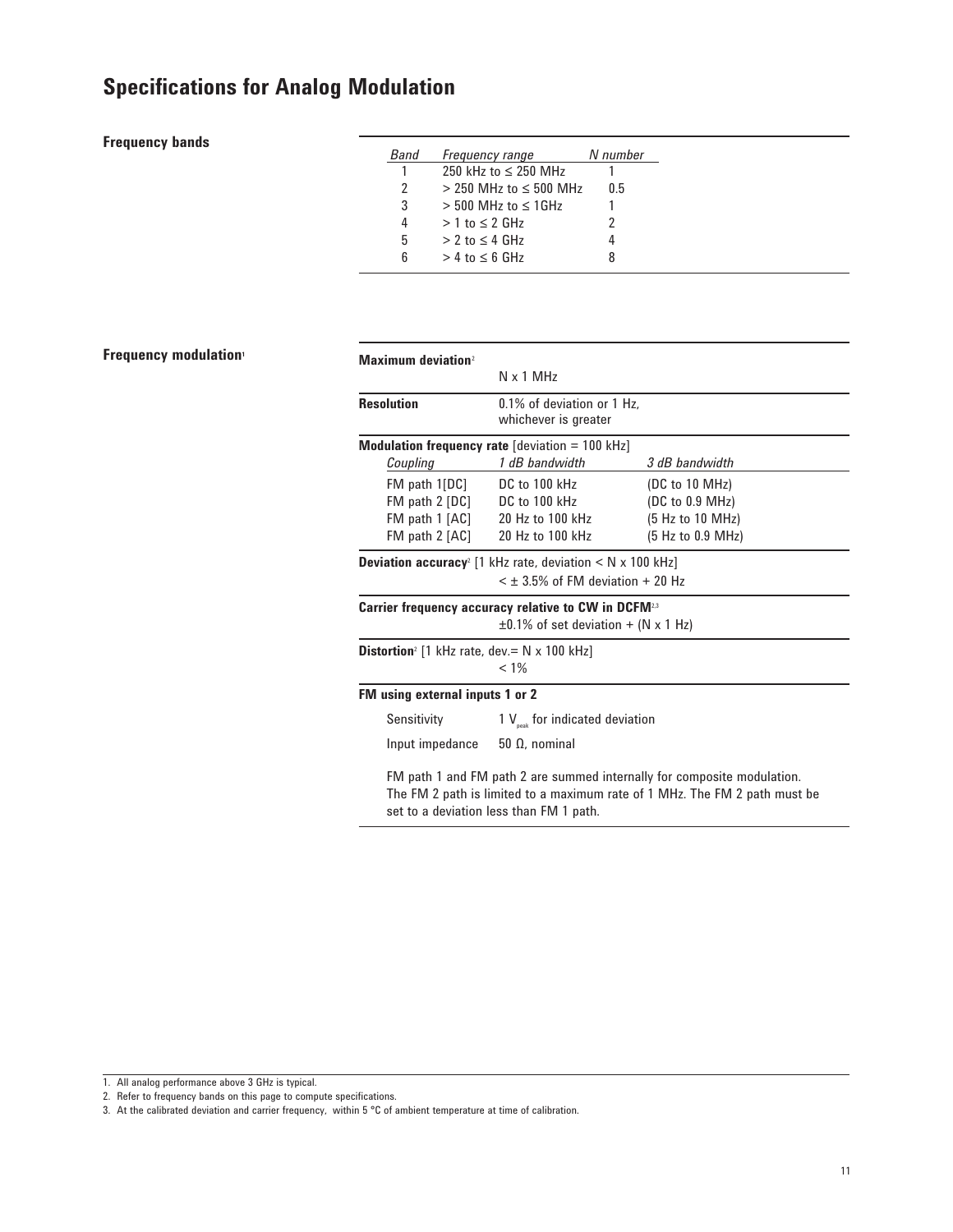# Specifications for Analog Modulation

## Frequency bands

| Band | Frequency range | N number |
|---|---|---|
| 1 | 250 kHz to ≤ 250 MHz | 1 |
| 2 | > 250 MHz to ≤ 500 MHz | 0.5 |
| 3 | > 500 MHz to ≤ 1GHz | 1 |
| 4 | > 1 to ≤ 2 GHz | 2 |
| 5 | > 2 to ≤ 4 GHz | 4 |
| 6 | > 4 to ≤ 6 GHz | 8 |

## Frequency modulation[1]

**Maximum deviation**[2]

N x 1 MHz

**Resolution** 0.1% of deviation or 1 Hz, whichever is greater

**Modulation frequency rate** [deviation = 100 kHz]

| *Coupling* | *1 dB bandwidth* | *3 dB bandwidth* |
|---|---|---|
| FM path 1[DC] | DC to 100 kHz | (DC to 10 MHz) |
| FM path 2 [DC] | DC to 100 kHz | (DC to 0.9 MHz) |
| FM path 1 [AC] | 20 Hz to 100 kHz | (5 Hz to 10 MHz) |
| FM path 2 [AC] | 20 Hz to 100 kHz | (5 Hz to 0.9 MHz) |

**Deviation accuracy**[2] [1 kHz rate, deviation < N x 100 kHz]

< ± 3.5% of FM deviation + 20 Hz

**Carrier frequency accuracy relative to CW in DCFM**[2,3]

±0.1% of set deviation + (N x 1 Hz)

**Distortion**[2] [1 kHz rate, dev.= N x 100 kHz]

< 1%

**FM using external inputs 1 or 2**

Sensitivity 1 $V_{peak}$ for indicated deviation

Input impedance 50 Ω, nominal

FM path 1 and FM path 2 are summed internally for composite modulation. The FM 2 path is limited to a maximum rate of 1 MHz. The FM 2 path must be set to a deviation less than FM 1 path.

1. All analog performance above 3 GHz is typical.
2. Refer to frequency bands on this page to compute specifications.
3. At the calibrated deviation and carrier frequency, within 5 °C of ambient temperature at time of calibration.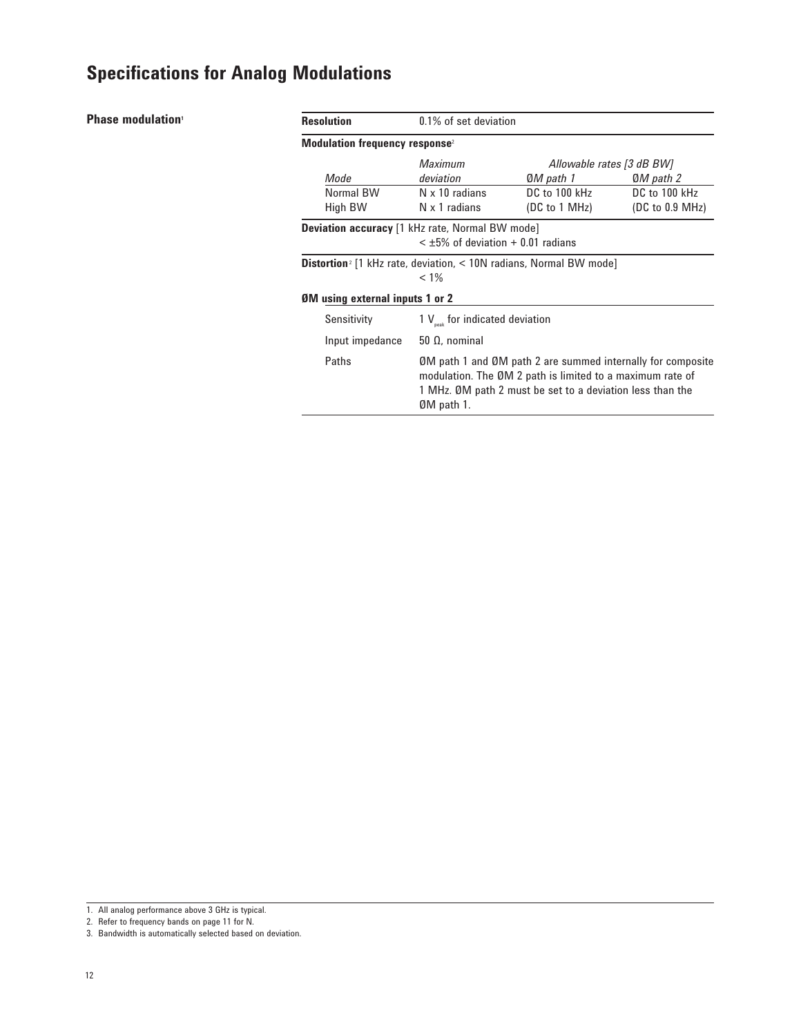# Specifications for Analog Modulations

**Phase modulation**[1]

**Resolution** 0.1% of set deviation

**Modulation frequency response**[2]

| Mode | Maximum deviation | Allowable rates [3 dB BW] ØM path 1 | ØM path 2 |
|---|---|---|---|
| Normal BW | N x 10 radians | DC to 100 kHz | DC to 100 kHz |
| High BW | N x 1 radians | (DC to 1 MHz) | (DC to 0.9 MHz) |

**Deviation accuracy** [1 kHz rate, Normal BW mode]
< ±5% of deviation + 0.01 radians

**Distortion**[2] [1 kHz rate, deviation, < 10N radians, Normal BW mode]
< 1%

**ØM using external inputs 1 or 2**

| | |
|---|---|
| Sensitivity | 1 $V_{peak}$ for indicated deviation |
| Input impedance | 50 Ω, nominal |
| Paths | ØM path 1 and ØM path 2 are summed internally for composite modulation. The ØM 2 path is limited to a maximum rate of 1 MHz. ØM path 2 must be set to a deviation less than the ØM path 1. |

1. All analog performance above 3 GHz is typical.
2. Refer to frequency bands on page 11 for N.
3. Bandwidth is automatically selected based on deviation.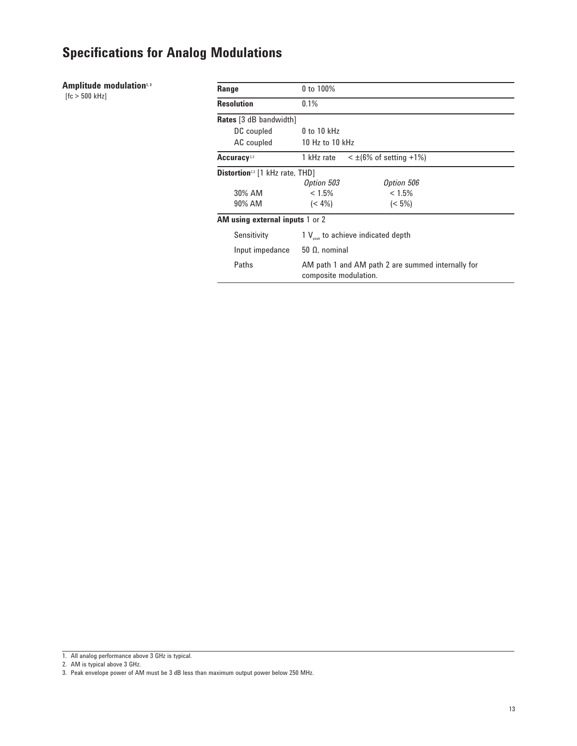# Specifications for Analog Modulations

**Amplitude modulation**[1, 2]
[fc > 500 kHz]

| | | |
|---|---|---|
| **Range** | 0 to 100% | |
| **Resolution** | 0.1% | |
| **Rates** [3 dB bandwidth] | | |
| DC coupled | 0 to 10 kHz | |
| AC coupled | 10 Hz to 10 kHz | |
| **Accuracy**[2,3] | 1 kHz rate | < ±(6% of setting +1%) |
| **Distortion**[2,3] [1 kHz rate, THD] | | |
| | *Option 503* | *Option 506* |
| 30% AM | < 1.5% | < 1.5% |
| 90% AM | (< 4%) | (< 5%) |
| **AM using external inputs** 1 or 2 | | |
| Sensitivity | 1 $V_{peak}$ to achieve indicated depth | |
| Input impedance | 50 Ω, nominal | |
| Paths | AM path 1 and AM path 2 are summed internally for composite modulation. | |

1. All analog performance above 3 GHz is typical.
2. AM is typical above 3 GHz.
3. Peak envelope power of AM must be 3 dB less than maximum output power below 250 MHz.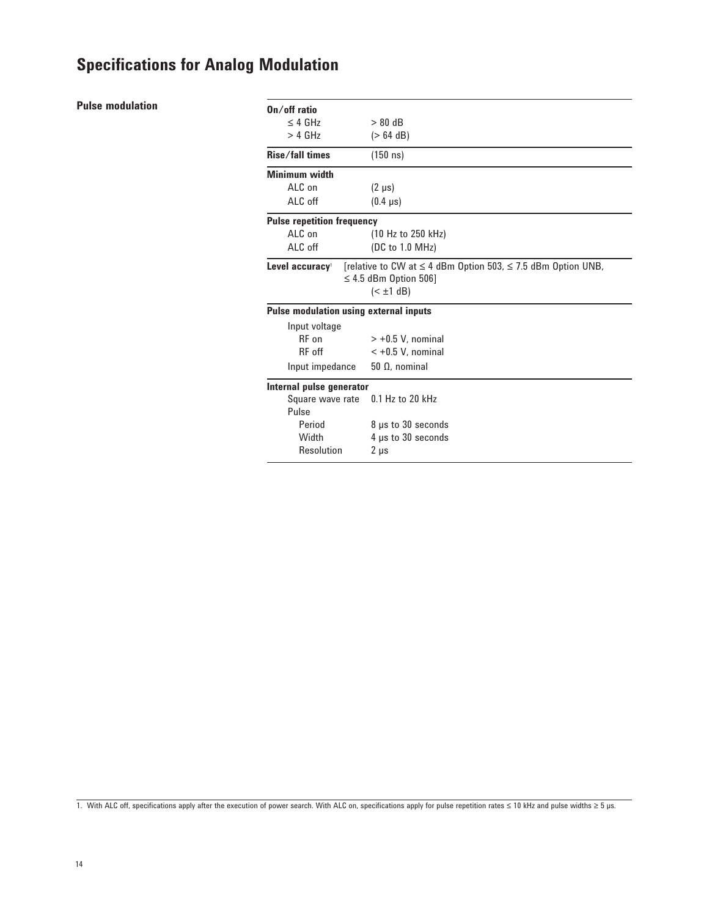# Specifications for Analog Modulation

## Pulse modulation

| | |
|---|---|
| **On/off ratio** | |
| ≤ 4 GHz | > 80 dB |
| > 4 GHz | (> 64 dB) |
| **Rise/fall times** | (150 ns) |
| **Minimum width** | |
| ALC on | (2 μs) |
| ALC off | (0.4 μs) |
| **Pulse repetition frequency** | |
| ALC on | (10 Hz to 250 kHz) |
| ALC off | (DC to 1.0 MHz) |
| **Level accuracy**[1] | [relative to CW at ≤ 4 dBm Option 503, ≤ 7.5 dBm Option UNB, ≤ 4.5 dBm Option 506] (< ±1 dB) |
| **Pulse modulation using external inputs** | |
| Input voltage | |
| RF on | > +0.5 V, nominal |
| RF off | < +0.5 V, nominal |
| Input impedance | 50 Ω, nominal |
| **Internal pulse generator** | |
| Square wave rate | 0.1 Hz to 20 kHz |
| Pulse | |
| Period | 8 μs to 30 seconds |
| Width | 4 μs to 30 seconds |
| Resolution | 2 μs |

1. With ALC off, specifications apply after the execution of power search. With ALC on, specifications apply for pulse repetition rates ≤ 10 kHz and pulse widths ≥ 5 μs.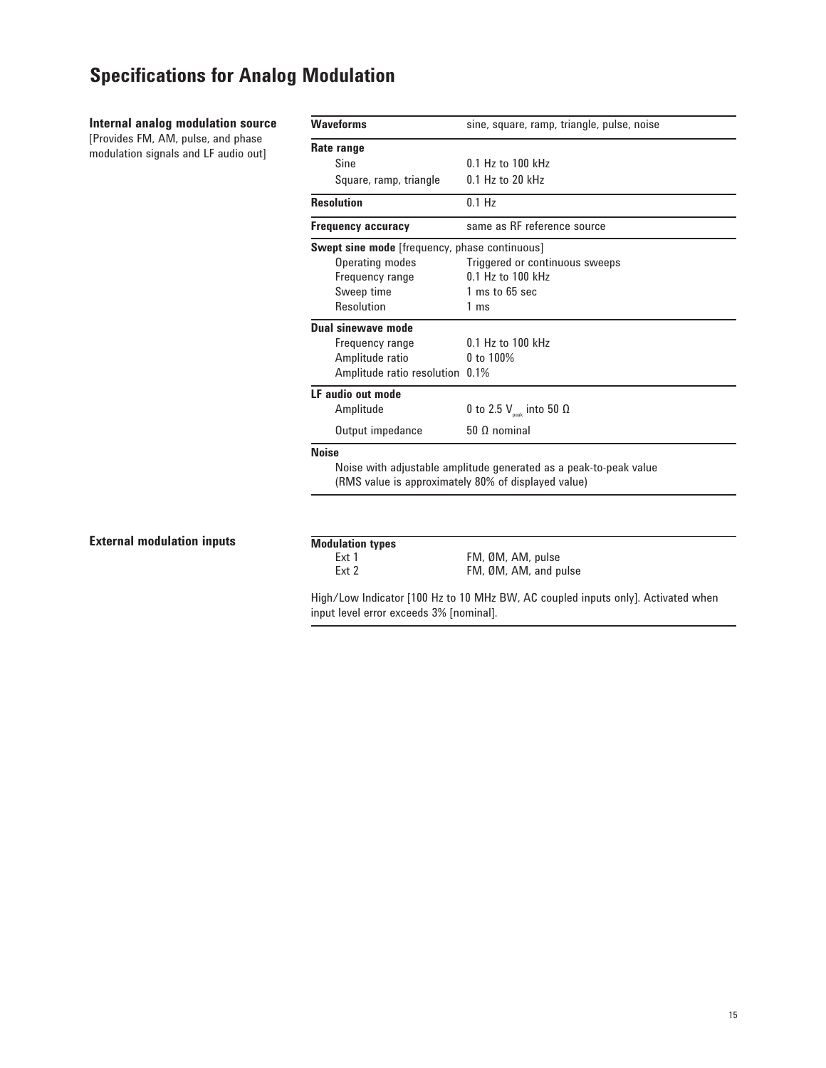# Specifications for Analog Modulation

## Internal analog modulation source

[Provides FM, AM, pulse, and phase modulation signals and LF audio out]

| | |
|---|---|
| **Waveforms** | sine, square, ramp, triangle, pulse, noise |
| **Rate range** | |
| Sine | 0.1 Hz to 100 kHz |
| Square, ramp, triangle | 0.1 Hz to 20 kHz |
| **Resolution** | 0.1 Hz |
| **Frequency accuracy** | same as RF reference source |
| **Swept sine mode** [frequency, phase continuous] | |
| Operating modes | Triggered or continuous sweeps |
| Frequency range | 0.1 Hz to 100 kHz |
| Sweep time | 1 ms to 65 sec |
| Resolution | 1 ms |
| **Dual sinewave mode** | |
| Frequency range | 0.1 Hz to 100 kHz |
| Amplitude ratio | 0 to 100% |
| Amplitude ratio resolution | 0.1% |
| **LF audio out mode** | |
| Amplitude | 0 to 2.5 $V_{peak}$ into 50 Ω |
| Output impedance | 50 Ω nominal |
| **Noise** | |
| Noise with adjustable amplitude generated as a peak-to-peak value (RMS value is approximately 80% of displayed value) | |

## External modulation inputs

| | |
|---|---|
| **Modulation types** | |
| Ext 1 | FM, ØM, AM, pulse |
| Ext 2 | FM, ØM, AM, and pulse |

High/Low Indicator [100 Hz to 10 MHz BW, AC coupled inputs only]. Activated when input level error exceeds 3% [nominal].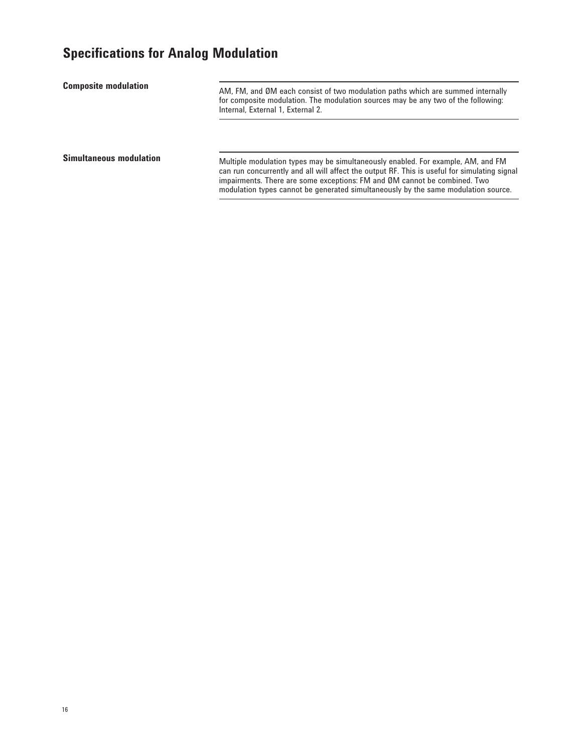## Specifications for Analog Modulation

| | |
|---|---|
| **Composite modulation** | AM, FM, and ØM each consist of two modulation paths which are summed internally for composite modulation. The modulation sources may be any two of the following: Internal, External 1, External 2. |
| **Simultaneous modulation** | Multiple modulation types may be simultaneously enabled. For example, AM, and FM can run concurrently and all will affect the output RF. This is useful for simulating signal impairments. There are some exceptions: FM and ØM cannot be combined. Two modulation types cannot be generated simultaneously by the same modulation source. |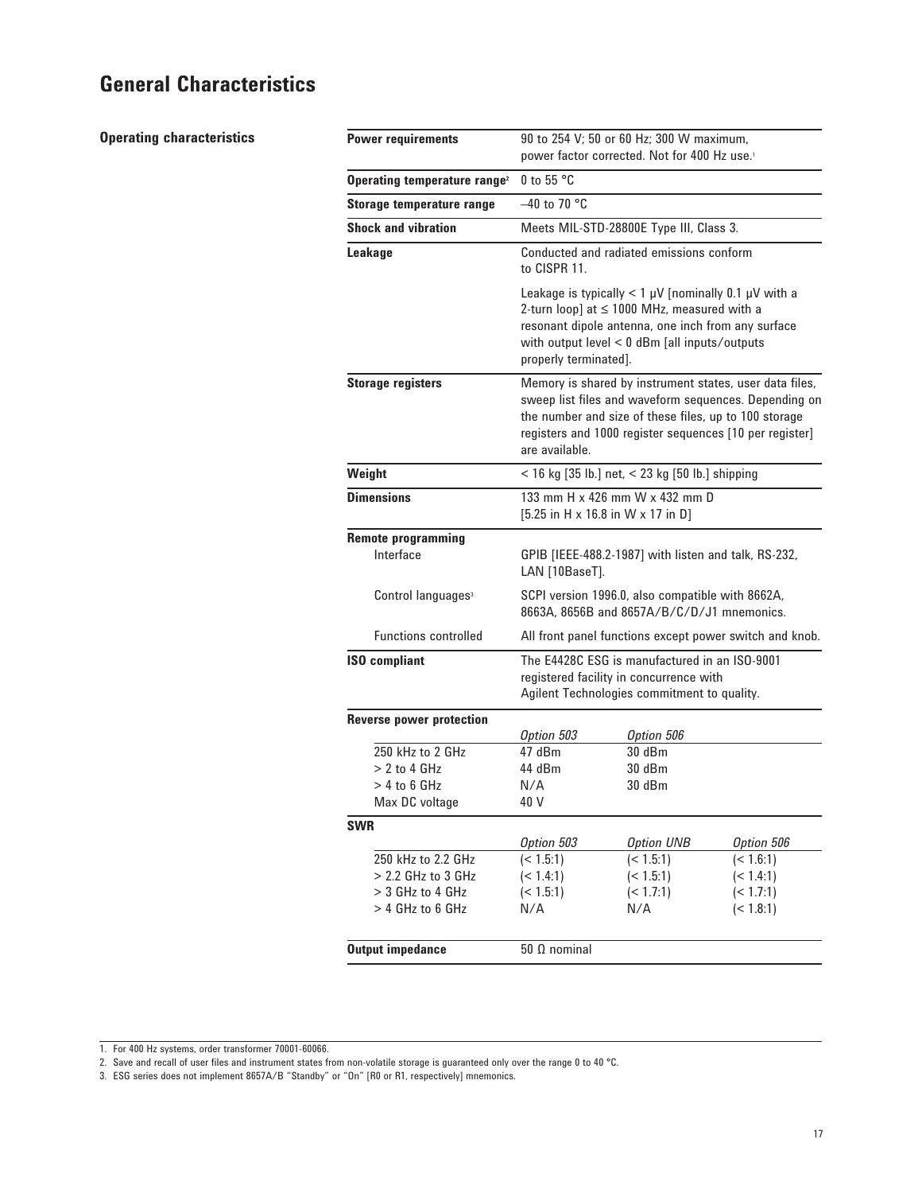# General Characteristics

## Operating characteristics

| | |
|---|---|
| **Power requirements** | 90 to 254 V; 50 or 60 Hz; 300 W maximum, power factor corrected. Not for 400 Hz use.[1] |
| **Operating temperature range**[2] | 0 to 55 °C |
| **Storage temperature range** | –40 to 70 °C |
| **Shock and vibration** | Meets MIL-STD-28800E Type III, Class 3. |
| **Leakage** | Conducted and radiated emissions conform to CISPR 11.<br><br>Leakage is typically < 1 μV [nominally 0.1 μV with a 2-turn loop] at ≤ 1000 MHz, measured with a resonant dipole antenna, one inch from any surface with output level < 0 dBm [all inputs/outputs properly terminated]. |
| **Storage registers** | Memory is shared by instrument states, user data files, sweep list files and waveform sequences. Depending on the number and size of these files, up to 100 storage registers and 1000 register sequences [10 per register] are available. |
| **Weight** | < 16 kg [35 lb.] net, < 23 kg [50 lb.] shipping |
| **Dimensions** | 133 mm H x 426 mm W x 432 mm D [5.25 in H x 16.8 in W x 17 in D] |
| **Remote programming** | |
| Interface | GPIB [IEEE-488.2-1987] with listen and talk, RS-232, LAN [10BaseT]. |
| Control languages[3] | SCPI version 1996.0, also compatible with 8662A, 8663A, 8656B and 8657A/B/C/D/J1 mnemonics. |
| Functions controlled | All front panel functions except power switch and knob. |
| **ISO compliant** | The E4428C ESG is manufactured in an ISO-9001 registered facility in concurrence with Agilent Technologies commitment to quality. |

| **Reverse power protection** | *Option 503* | *Option 506* |
|---|---|---|
| 250 kHz to 2 GHz | 47 dBm | 30 dBm |
| > 2 to 4 GHz | 44 dBm | 30 dBm |
| > 4 to 6 GHz | N/A | 30 dBm |
| Max DC voltage | 40 V | |

| **SWR** | *Option 503* | *Option UNB* | *Option 506* |
|---|---|---|---|
| 250 kHz to 2.2 GHz | (< 1.5:1) | (< 1.5:1) | (< 1.6:1) |
| > 2.2 GHz to 3 GHz | (< 1.4:1) | (< 1.5:1) | (< 1.4:1) |
| > 3 GHz to 4 GHz | (< 1.5:1) | (< 1.7:1) | (< 1.7:1) |
| > 4 GHz to 6 GHz | N/A | N/A | (< 1.8:1) |

| | |
|---|---|
| **Output impedance** | 50 Ω nominal |

1. For 400 Hz systems, order transformer 70001-60066.
2. Save and recall of user files and instrument states from non-volatile storage is guaranteed only over the range 0 to 40 °C.
3. ESG series does not implement 8657A/B "Standby" or "On" [R0 or R1, respectively] mnemonics.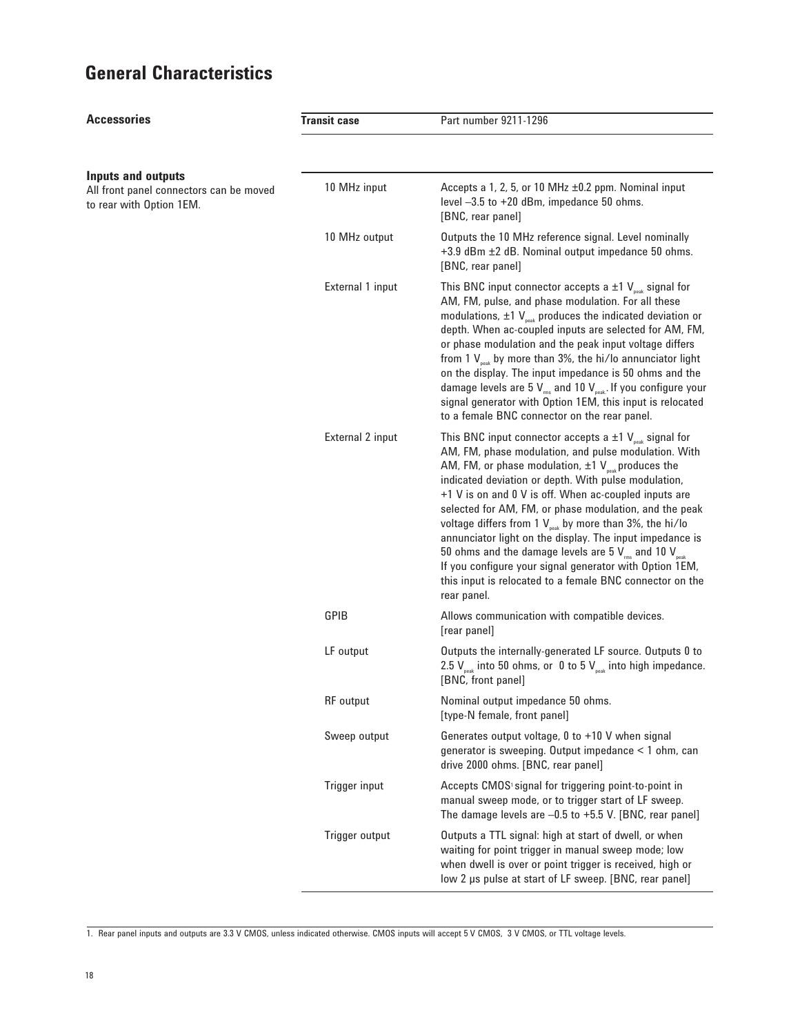# General Characteristics

## Accessories

| Transit case | Part number 9211-1296 |
|---|---|

## Inputs and outputs

All front panel connectors can be moved to rear with Option 1EM.

| Connector | Description |
|---|---|
| 10 MHz input | Accepts a 1, 2, 5, or 10 MHz ±0.2 ppm. Nominal input level –3.5 to +20 dBm, impedance 50 ohms. [BNC, rear panel] |
| 10 MHz output | Outputs the 10 MHz reference signal. Level nominally +3.9 dBm ±2 dB. Nominal output impedance 50 ohms. [BNC, rear panel] |
| External 1 input | This BNC input connector accepts a ±1 $V_{peak}$ signal for AM, FM, pulse, and phase modulation. For all these modulations, ±1 $V_{peak}$ produces the indicated deviation or depth. When ac-coupled inputs are selected for AM, FM, or phase modulation and the peak input voltage differs from 1 $V_{peak}$ by more than 3%, the hi/lo annunciator light on the display. The input impedance is 50 ohms and the damage levels are 5 $V_{rms}$ and 10 $V_{peak}$. If you configure your signal generator with Option 1EM, this input is relocated to a female BNC connector on the rear panel. |
| External 2 input | This BNC input connector accepts a ±1 $V_{peak}$ signal for AM, FM, phase modulation, and pulse modulation. With AM, FM, or phase modulation, ±1 $V_{peak}$ produces the indicated deviation or depth. With pulse modulation, +1 V is on and 0 V is off. When ac-coupled inputs are selected for AM, FM, or phase modulation, and the peak voltage differs from 1 $V_{peak}$ by more than 3%, the hi/lo annunciator light on the display. The input impedance is 50 ohms and the damage levels are 5 $V_{rms}$ and 10 $V_{peak}$ If you configure your signal generator with Option 1EM, this input is relocated to a female BNC connector on the rear panel. |
| GPIB | Allows communication with compatible devices. [rear panel] |
| LF output | Outputs the internally-generated LF source. Outputs 0 to 2.5 $V_{peak}$ into 50 ohms, or 0 to 5 $V_{peak}$ into high impedance. [BNC, front panel] |
| RF output | Nominal output impedance 50 ohms. [type-N female, front panel] |
| Sweep output | Generates output voltage, 0 to +10 V when signal generator is sweeping. Output impedance < 1 ohm, can drive 2000 ohms. [BNC, rear panel] |
| Trigger input | Accepts CMOS[1] signal for triggering point-to-point in manual sweep mode, or to trigger start of LF sweep. The damage levels are –0.5 to +5.5 V. [BNC, rear panel] |
| Trigger output | Outputs a TTL signal: high at start of dwell, or when waiting for point trigger in manual sweep mode; low when dwell is over or point trigger is received, high or low 2 µs pulse at start of LF sweep. [BNC, rear panel] |

1. Rear panel inputs and outputs are 3.3 V CMOS, unless indicated otherwise. CMOS inputs will accept 5 V CMOS, 3 V CMOS, or TTL voltage levels.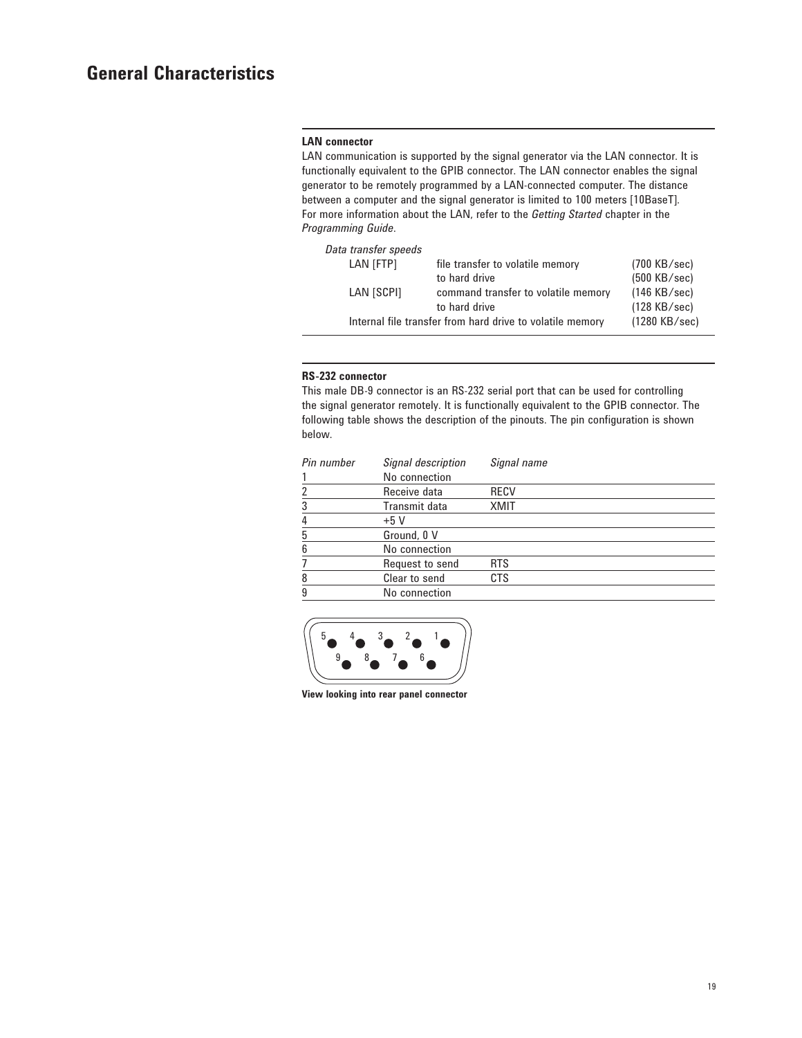# General Characteristics

**LAN connector**

LAN communication is supported by the signal generator via the LAN connector. It is functionally equivalent to the GPIB connector. The LAN connector enables the signal generator to be remotely programmed by a LAN-connected computer. The distance between a computer and the signal generator is limited to 100 meters [10BaseT]. For more information about the LAN, refer to the *Getting Started* chapter in the *Programming Guide*.

*Data transfer speeds*

| | | |
|---|---|---|
| LAN [FTP] | file transfer to volatile memory | (700 KB/sec) |
| | to hard drive | (500 KB/sec) |
| LAN [SCPI] | command transfer to volatile memory | (146 KB/sec) |
| | to hard drive | (128 KB/sec) |
| Internal file transfer from hard drive to volatile memory | | (1280 KB/sec) |

**RS-232 connector**

This male DB-9 connector is an RS-232 serial port that can be used for controlling the signal generator remotely. It is functionally equivalent to the GPIB connector. The following table shows the description of the pinouts. The pin configuration is shown below.

| *Pin number* | *Signal description* | *Signal name* |
|---|---|---|
| 1 | No connection | |
| 2 | Receive data | RECV |
| 3 | Transmit data | XMIT |
| 4 | +5 V | |
| 5 | Ground, 0 V | |
| 6 | No connection | |
| 7 | Request to send | RTS |
| 8 | Clear to send | CTS |
| 9 | No connection | |

**View looking into rear panel connector**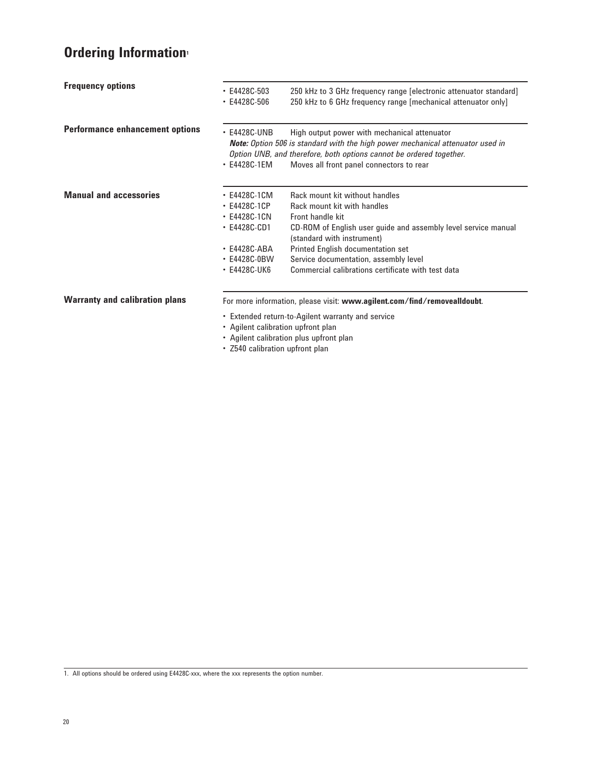# Ordering Information[1]

### Frequency options

- E4428C-503 — 250 kHz to 3 GHz frequency range [electronic attenuator standard]
- E4428C-506 — 250 kHz to 6 GHz frequency range [mechanical attenuator only]

### Performance enhancement options

- E4428C-UNB — High output power with mechanical attenuator

  ***Note:*** *Option 506 is standard with the high power mechanical attenuator used in Option UNB, and therefore, both options cannot be ordered together.*
- E4428C-1EM — Moves all front panel connectors to rear

### Manual and accessories

- E4428C-1CM — Rack mount kit without handles
- E4428C-1CP — Rack mount kit with handles
- E4428C-1CN — Front handle kit
- E4428C-CD1 — CD-ROM of English user guide and assembly level service manual (standard with instrument)
- E4428C-ABA — Printed English documentation set
- E4428C-0BW — Service documentation, assembly level
- E4428C-UK6 — Commercial calibrations certificate with test data

### Warranty and calibration plans

For more information, please visit: **www.agilent.com/find/removealldoubt**.

- Extended return-to-Agilent warranty and service
- Agilent calibration upfront plan
- Agilent calibration plus upfront plan
- Z540 calibration upfront plan

---

1. All options should be ordered using E4428C-xxx, where the xxx represents the option number.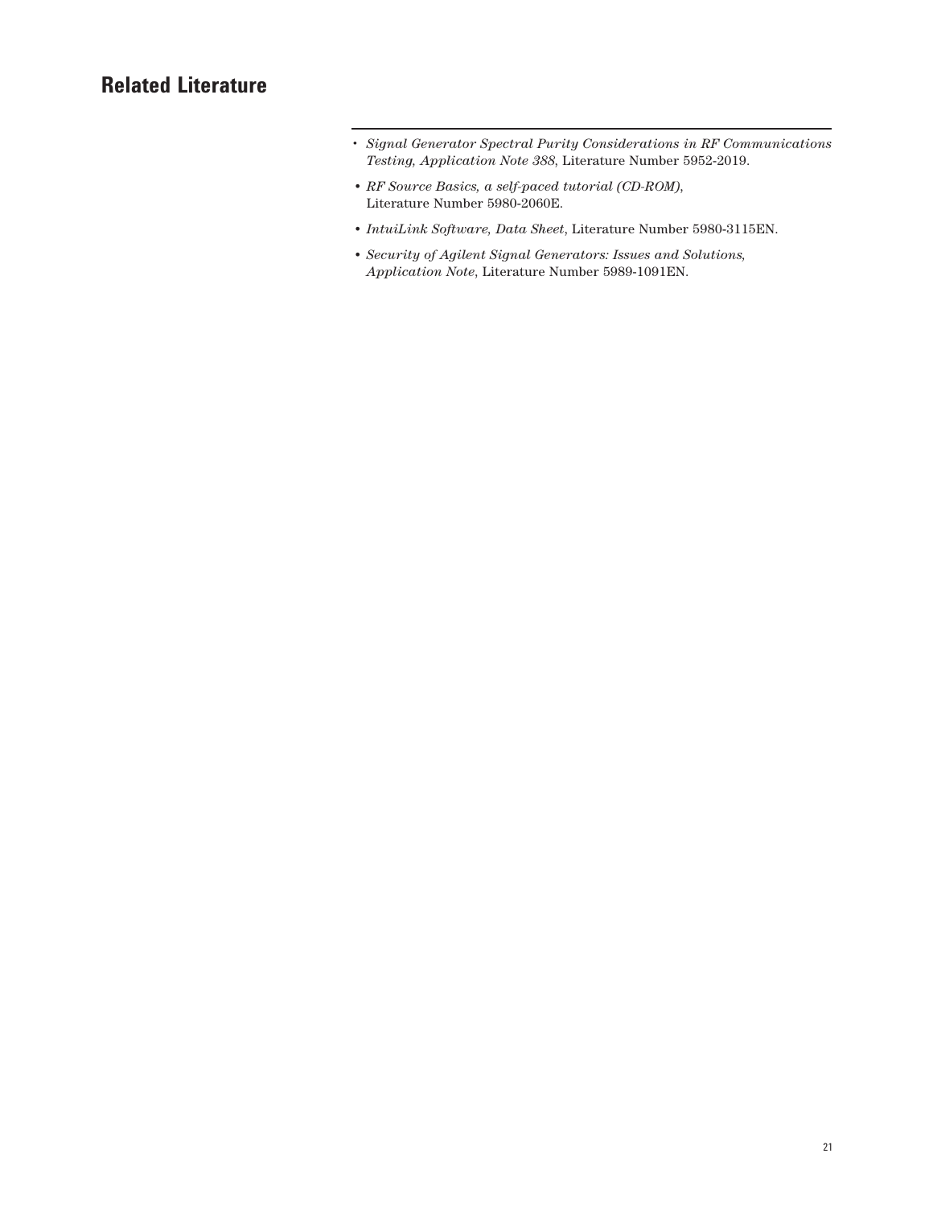## Related Literature

- *Signal Generator Spectral Purity Considerations in RF Communications Testing, Application Note 388*, Literature Number 5952-2019.
- *RF Source Basics, a self-paced tutorial (CD-ROM)*, Literature Number 5980-2060E.
- *IntuiLink Software, Data Sheet*, Literature Number 5980-3115EN.
- *Security of Agilent Signal Generators: Issues and Solutions, Application Note*, Literature Number 5989-1091EN.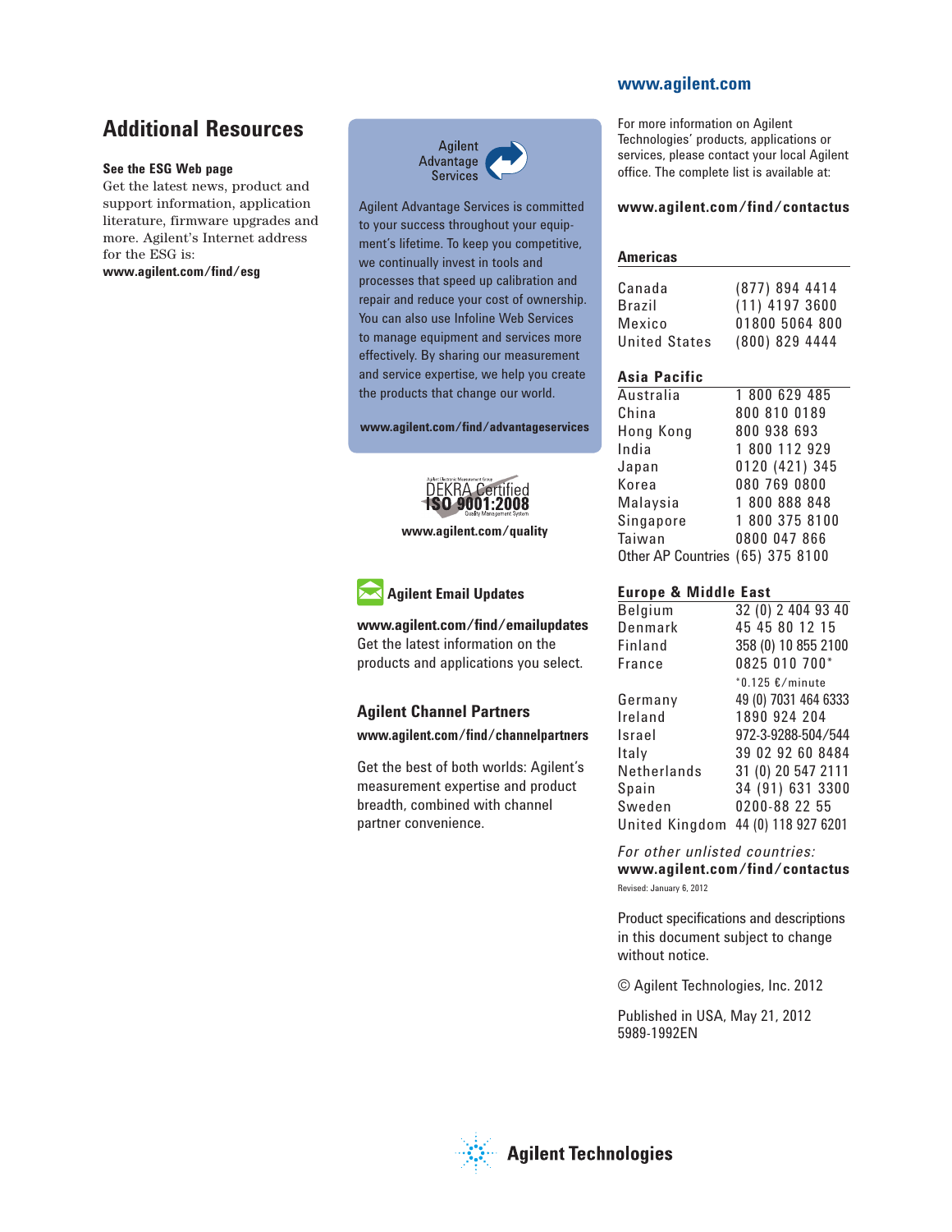## Additional Resources

**See the ESG Web page**
Get the latest news, product and support information, application literature, firmware upgrades and more. Agilent's Internet address for the ESG is:
**www.agilent.com/find/esg**

Agilent Advantage Services

Agilent Advantage Services is committed to your success throughout your equipment's lifetime. To keep you competitive, we continually invest in tools and processes that speed up calibration and repair and reduce your cost of ownership. You can also use Infoline Web Services to manage equipment and services more effectively. By sharing our measurement and service expertise, we help you create the products that change our world.

**www.agilent.com/find/advantageservices**

DEKRA Certified ISO 9001:2008

**www.agilent.com/quality**

### Agilent Email Updates

**www.agilent.com/find/emailupdates**
Get the latest information on the products and applications you select.

### Agilent Channel Partners

**www.agilent.com/find/channelpartners**

Get the best of both worlds: Agilent's measurement expertise and product breadth, combined with channel partner convenience.

**www.agilent.com**

For more information on Agilent Technologies' products, applications or services, please contact your local Agilent office. The complete list is available at:

**www.agilent.com/find/contactus**

**Americas**

| | |
|---|---|
| Canada | (877) 894 4414 |
| Brazil | (11) 4197 3600 |
| Mexico | 01800 5064 800 |
| United States | (800) 829 4444 |

**Asia Pacific**

| | |
|---|---|
| Australia | 1 800 629 485 |
| China | 800 810 0189 |
| Hong Kong | 800 938 693 |
| India | 1 800 112 929 |
| Japan | 0120 (421) 345 |
| Korea | 080 769 0800 |
| Malaysia | 1 800 888 848 |
| Singapore | 1 800 375 8100 |
| Taiwan | 0800 047 866 |
| Other AP Countries | (65) 375 8100 |

**Europe & Middle East**

| | |
|---|---|
| Belgium | 32 (0) 2 404 93 40 |
| Denmark | 45 45 80 12 15 |
| Finland | 358 (0) 10 855 2100 |
| France | 0825 010 700* |
| | *0.125 €/minute |
| Germany | 49 (0) 7031 464 6333 |
| Ireland | 1890 924 204 |
| Israel | 972-3-9288-504/544 |
| Italy | 39 02 92 60 8484 |
| Netherlands | 31 (0) 20 547 2111 |
| Spain | 34 (91) 631 3300 |
| Sweden | 0200-88 22 55 |
| United Kingdom | 44 (0) 118 927 6201 |

*For other unlisted countries:*
**www.agilent.com/find/contactus**

Revised: January 6, 2012

Product specifications and descriptions in this document subject to change without notice.

© Agilent Technologies, Inc. 2012

Published in USA, May 21, 2012
5989-1992EN

Agilent Technologies